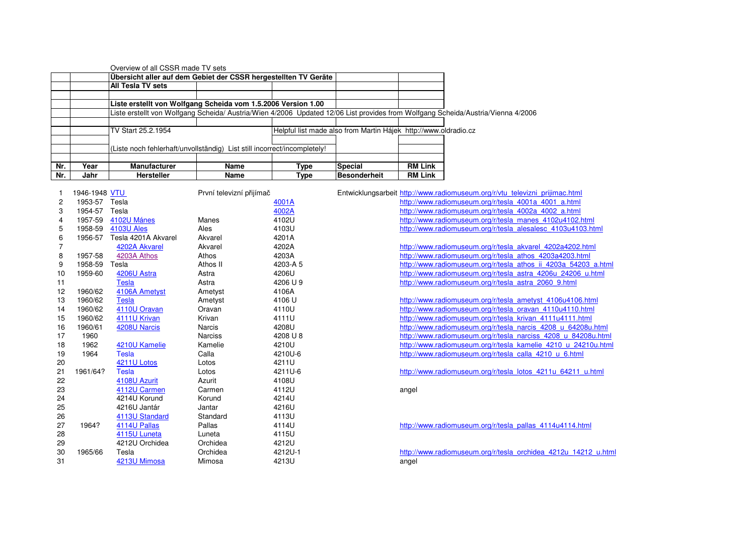Overview of all CSSR made TV sets

| | | | | | | |
|---|---|---|---|---|---|---|
| | | **Übersicht aller auf dem Gebiet der CSSR hergestellten TV Geräte** | | | | |
| | | **All Tesla TV sets** | | | | |
| | | | | | | |
| | | **Liste erstellt von Wolfgang Scheida vom 1.5.2006 Version 1.00** | | | | |
| | | Liste erstellt von Wolfgang Scheida/ Austria/Wien 4/2006 Updated 12/06 List provides from Wolfgang Scheida/Austria/Vienna 4/2006 | | | | |
| | | | | | | |
| | | TV Start 25.2.1954 | | Helpful list made also from Martin Hájek http://www.oldradio.cz | | |
| | | | | | | |
| | | (Liste noch fehlerhaft/unvollständig) List still incorrect/incompletely! | | | | |
| | | | | | | |

| Nr. | Year | Manufacturer | Name | Type | Special | RM Link |
|---|---|---|---|---|---|---|
| **Nr.** | **Jahr** | **Hersteller** | **Name** | **Type** | **Besonderheit** | **RM Link** |
| 1 | 1946-1948 | VTU | První televizní přijímač | | Entwicklungsarbeit | http://www.radiomuseum.org/r/vtu_televizni_prijimac.html |
| 2 | 1953-57 | Tesla | | 4001A | | http://www.radiomuseum.org/r/tesla_4001a_4001_a.html |
| 3 | 1954-57 | Tesla | | 4002A | | http://www.radiomuseum.org/r/tesla_4002a_4002_a.html |
| 4 | 1957-59 | 4102U Mánes | Manes | 4102U | | http://www.radiomuseum.org/r/tesla_manes_4102u4102.html |
| 5 | 1958-59 | 4103U Ales | Ales | 4103U | | http://www.radiomuseum.org/r/tesla_alesalesc_4103u4103.html |
| 6 | 1956-57 | Tesla 4201A Akvarel | Akvarel | 4201A | | |
| 7 | | 4202A Akvarel | Akvarel | 4202A | | http://www.radiomuseum.org/r/tesla_akvarel_4202a4202.html |
| 8 | 1957-58 | 4203A Athos | Athos | 4203A | | http://www.radiomuseum.org/r/tesla_athos_4203a4203.html |
| 9 | 1958-59 | Tesla | Athos II | 4203-A 5 | | http://www.radiomuseum.org/r/tesla_athos_ii_4203a_54203_a.html |
| 10 | 1959-60 | 4206U Astra | Astra | 4206U | | http://www.radiomuseum.org/r/tesla_astra_4206u_24206_u.html |
| 11 | | Tesla | Astra | 4206 U 9 | | http://www.radiomuseum.org/r/tesla_astra_2060_9.html |
| 12 | 1960/62 | 4106A Ametyst | Ametyst | 4106A | | |
| 13 | 1960/62 | Tesla | Ametyst | 4106 U | | http://www.radiomuseum.org/r/tesla_ametyst_4106u4106.html |
| 14 | 1960/62 | 4110U Oravan | Oravan | 4110U | | http://www.radiomuseum.org/r/tesla_oravan_4110u4110.html |
| 15 | 1960/62 | 4111U Krivan | Krivan | 4111U | | http://www.radiomuseum.org/r/tesla_krivan_4111u4111.html |
| 16 | 1960/61 | 4208U Narcis | Narcis | 4208U | | http://www.radiomuseum.org/r/tesla_narcis_4208_u_64208u.html |
| 17 | 1960 | | Narciss | 4208 U 8 | | http://www.radiomuseum.org/r/tesla_narciss_4208_u_84208u.html |
| 18 | 1962 | 4210U Kamelie | Kamelie | 4210U | | http://www.radiomuseum.org/r/tesla_kamelie_4210_u_24210u.html |
| 19 | 1964 | Tesla | Calla | 4210U-6 | | http://www.radiomuseum.org/r/tesla_calla_4210_u_6.html |
| 20 | | 4211U Lotos | Lotos | 4211U | | |
| 21 | 1961/64? | Tesla | Lotos | 4211U-6 | | http://www.radiomuseum.org/r/tesla_lotos_4211u_64211_u.html |
| 22 | | 4108U Azurit | Azurit | 4108U | | |
| 23 | | 4112U Carmen | Carmen | 4112U | | angel |
| 24 | | 4214U Korund | Korund | 4214U | | |
| 25 | | 4216U Jantár | Jantar | 4216U | | |
| 26 | | 4113U Standard | Standard | 4113U | | |
| 27 | 1964? | 4114U Pallas | Pallas | 4114U | | http://www.radiomuseum.org/r/tesla_pallas_4114u4114.html |
| 28 | | 4115U Luneta | Luneta | 4115U | | |
| 29 | | 4212U Orchidea | Orchidea | 4212U | | |
| 30 | 1965/66 | Tesla | Orchidea | 4212U-1 | | http://www.radiomuseum.org/r/tesla_orchidea_4212u_14212_u.html |
| 31 | | 4213U Mimosa | Mimosa | 4213U | | angel |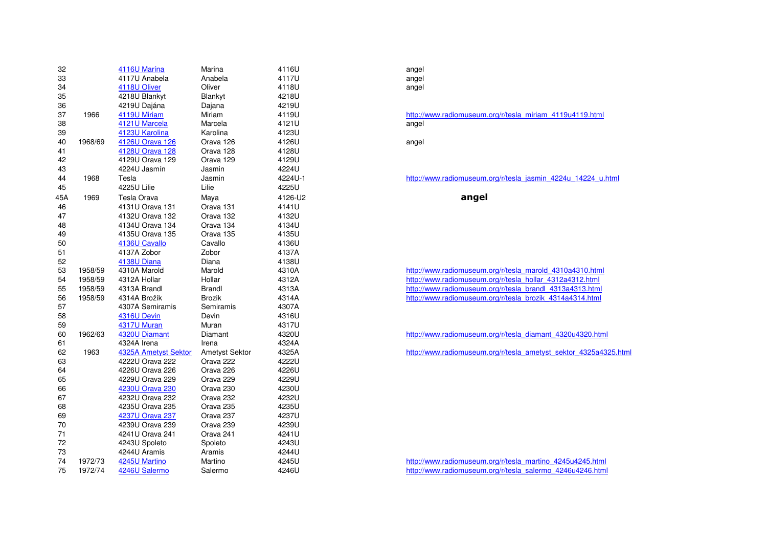| | | | | | |
|---|---|---|---|---|---|
| 32 | | 4116U Marína | Marina | 4116U | angel |
| 33 | | 4117U Anabela | Anabela | 4117U | angel |
| 34 | | 4118U Oliver | Oliver | 4118U | angel |
| 35 | | 4218U Blankyt | Blankyt | 4218U | |
| 36 | | 4219U Dajána | Dajana | 4219U | |
| 37 | 1966 | 4119U Miriam | Miriam | 4119U | http://www.radiomuseum.org/r/tesla_miriam_4119u4119.html |
| 38 | | 4121U Marcela | Marcela | 4121U | angel |
| 39 | | 4123U Karolina | Karolina | 4123U | |
| 40 | 1968/69 | 4126U Orava 126 | Orava 126 | 4126U | angel |
| 41 | | 4128U Orava 128 | Orava 128 | 4128U | |
| 42 | | 4129U Orava 129 | Orava 129 | 4129U | |
| 43 | | 4224U Jasmín | Jasmin | 4224U | |
| 44 | 1968 | Tesla | Jasmin | 4224U-1 | http://www.radiomuseum.org/r/tesla_jasmin_4224u_14224_u.html |
| 45 | | 4225U Lilie | Lilie | 4225U | |
| 45A | 1969 | Tesla Orava | Maya | 4126-U2 | **angel** |
| 46 | | 4131U Orava 131 | Orava 131 | 4141U | |
| 47 | | 4132U Orava 132 | Orava 132 | 4132U | |
| 48 | | 4134U Orava 134 | Orava 134 | 4134U | |
| 49 | | 4135U Orava 135 | Orava 135 | 4135U | |
| 50 | | 4136U Cavallo | Cavallo | 4136U | |
| 51 | | 4137A Zobor | Zobor | 4137A | |
| 52 | | 4138U Diana | Diana | 4138U | |
| 53 | 1958/59 | 4310A Marold | Marold | 4310A | http://www.radiomuseum.org/r/tesla_marold_4310a4310.html |
| 54 | 1958/59 | 4312A Hollar | Hollar | 4312A | http://www.radiomuseum.org/r/tesla_hollar_4312a4312.html |
| 55 | 1958/59 | 4313A Brandl | Brandl | 4313A | http://www.radiomuseum.org/r/tesla_brandl_4313a4313.html |
| 56 | 1958/59 | 4314A Brožík | Brozik | 4314A | http://www.radiomuseum.org/r/tesla_brozik_4314a4314.html |
| 57 | | 4307A Semiramis | Semiramis | 4307A | |
| 58 | | 4316U Devin | Devin | 4316U | |
| 59 | | 4317U Muran | Muran | 4317U | |
| 60 | 1962/63 | 4320U Diamant | Diamant | 4320U | http://www.radiomuseum.org/r/tesla_diamant_4320u4320.html |
| 61 | | 4324A Irena | Irena | 4324A | |
| 62 | 1963 | 4325A Ametyst Sektor | Ametyst Sektor | 4325A | http://www.radiomuseum.org/r/tesla_ametyst_sektor_4325a4325.html |
| 63 | | 4222U Orava 222 | Orava 222 | 4222U | |
| 64 | | 4226U Orava 226 | Orava 226 | 4226U | |
| 65 | | 4229U Orava 229 | Orava 229 | 4229U | |
| 66 | | 4230U Orava 230 | Orava 230 | 4230U | |
| 67 | | 4232U Orava 232 | Orava 232 | 4232U | |
| 68 | | 4235U Orava 235 | Orava 235 | 4235U | |
| 69 | | 4237U Orava 237 | Orava 237 | 4237U | |
| 70 | | 4239U Orava 239 | Orava 239 | 4239U | |
| 71 | | 4241U Orava 241 | Orava 241 | 4241U | |
| 72 | | 4243U Spoleto | Spoleto | 4243U | |
| 73 | | 4244U Aramis | Aramis | 4244U | |
| 74 | 1972/73 | 4245U Martino | Martino | 4245U | http://www.radiomuseum.org/r/tesla_martino_4245u4245.html |
| 75 | 1972/74 | 4246U Salermo | Salermo | 4246U | http://www.radiomuseum.org/r/tesla_salermo_4246u4246.html |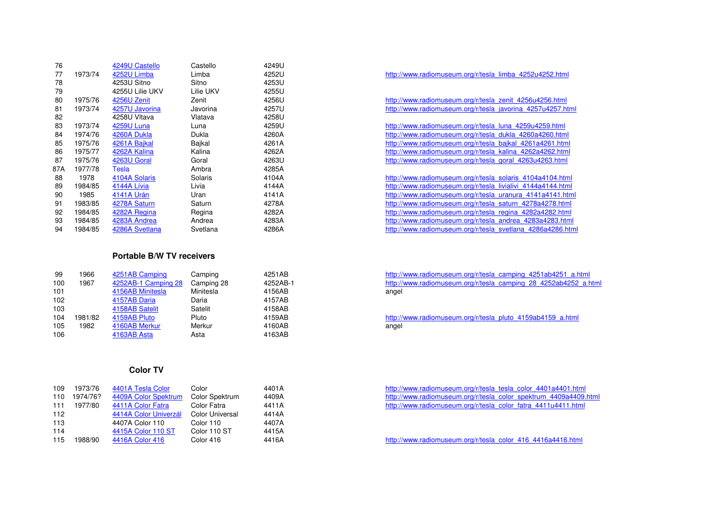| | | | | | |
|---|---|---|---|---|---|
| 76 | | 4249U Castello | Castello | 4249U | |
| 77 | 1973/74 | 4252U Limba | Limba | 4252U | http://www.radiomuseum.org/r/tesla_limba_4252u4252.html |
| 78 | | 4253U Sitno | Sitno | 4253U | |
| 79 | | 4255U Lilie UKV | Lilie UKV | 4255U | |
| 80 | 1975/76 | 4256U Zenit | Zenit | 4256U | http://www.radiomuseum.org/r/tesla_zenit_4256u4256.html |
| 81 | 1973/74 | 4257U Javorina | Javorina | 4257U | http://www.radiomuseum.org/r/tesla_javorina_4257u4257.html |
| 82 | | 4258U Vltava | Vlatava | 4258U | |
| 83 | 1973/74 | 4259U Luna | Luna | 4259U | http://www.radiomuseum.org/r/tesla_luna_4259u4259.html |
| 84 | 1974/76 | 4260A Dukla | Dukla | 4260A | http://www.radiomuseum.org/r/tesla_dukla_4260a4260.html |
| 85 | 1975/76 | 4261A Bajkal | Bajkal | 4261A | http://www.radiomuseum.org/r/tesla_bajkal_4261a4261.html |
| 86 | 1975/77 | 4262A Kalina | Kalina | 4262A | http://www.radiomuseum.org/r/tesla_kalina_4262a4262.html |
| 87 | 1975/76 | 4263U Goral | Goral | 4263U | http://www.radiomuseum.org/r/tesla_goral_4263u4263.html |
| 87A | 1977/78 | Tesla | Ambra | 4285A | |
| 88 | 1978 | 4104A Solaris | Solaris | 4104A | http://www.radiomuseum.org/r/tesla_solaris_4104a4104.html |
| 89 | 1984/85 | 4144A Lívia | Livia | 4144A | http://www.radiomuseum.org/r/tesla_livialivi_4144a4144.html |
| 90 | 1985 | 4141A Urán | Uran | 4141A | http://www.radiomuseum.org/r/tesla_uranura_4141a4141.html |
| 91 | 1983/85 | 4278A Saturn | Saturn | 4278A | http://www.radiomuseum.org/r/tesla_saturn_4278a4278.html |
| 92 | 1984/85 | 4282A Regina | Regina | 4282A | http://www.radiomuseum.org/r/tesla_regina_4282a4282.html |
| 93 | 1984/85 | 4283A Andrea | Andrea | 4283A | http://www.radiomuseum.org/r/tesla_andrea_4283a4283.html |
| 94 | 1984/85 | 4286A Svetlana | Svetlana | 4286A | http://www.radiomuseum.org/r/tesla_svetlana_4286a4286.html |

## Portable B/W TV receivers

| | | | | | |
|---|---|---|---|---|---|
| 99 | 1966 | 4251AB Camping | Camping | 4251AB | http://www.radiomuseum.org/r/tesla_camping_4251ab4251_a.html |
| 100 | 1967 | 4252AB-1 Camping 28 | Camping 28 | 4252AB-1 | http://www.radiomuseum.org/r/tesla_camping_28_4252ab4252_a.html |
| 101 | | 4156AB Minitesla | Minitesla | 4156AB | angel |
| 102 | | 4157AB Daria | Daria | 4157AB | |
| 103 | | 4158AB Satelit | Satelit | 4158AB | |
| 104 | 1981/82 | 4159AB Pluto | Pluto | 4159AB | http://www.radiomuseum.org/r/tesla_pluto_4159ab4159_a.html |
| 105 | 1982 | 4160AB Merkur | Merkur | 4160AB | angel |
| 106 | | 4163AB Asta | Asta | 4163AB | |

## Color TV

| | | | | | |
|---|---|---|---|---|---|
| 109 | 1973/76 | 4401A Tesla Color | Color | 4401A | http://www.radiomuseum.org/r/tesla_tesla_color_4401a4401.html |
| 110 | 1974/76? | 4409A Color Spektrum | Color Spektrum | 4409A | http://www.radiomuseum.org/r/tesla_color_spektrum_4409a4409.html |
| 111 | 1977/80 | 4411A Color Fatra | Color Fatra | 4411A | http://www.radiomuseum.org/r/tesla_color_fatra_4411u4411.html |
| 112 | | 4414A Color Univerzál | Color Universal | 4414A | |
| 113 | | 4407A Color 110 | Color 110 | 4407A | |
| 114 | | 4415A Color 110 ST | Color 110 ST | 4415A | |
| 115 | 1988/90 | 4416A Color 416 | Color 416 | 4416A | http://www.radiomuseum.org/r/tesla_color_416_4416a4416.html |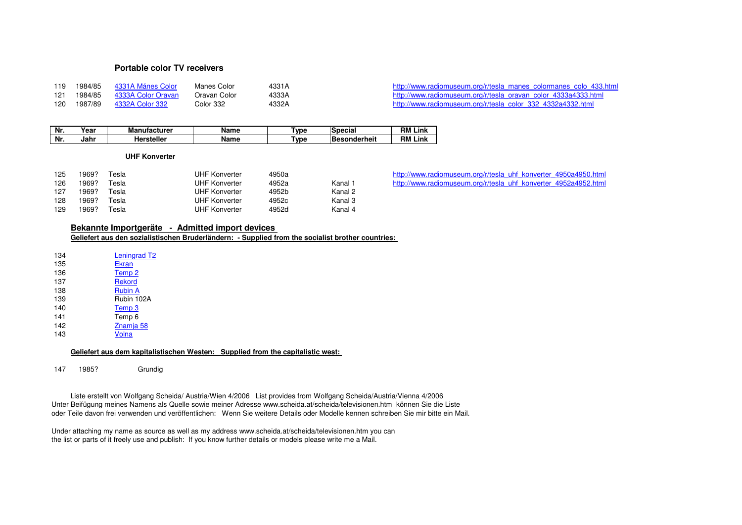### Portable color TV receivers

| | | | | | | | |
|---|---|---|---|---|---|---|---|
| 119 | 1984/85 | 4331A Mánes Color | Manes Color | 4331A | | http://www.radiomuseum.org/r/tesla_manes_colormanes_colo_433.html |
| 121 | 1984/85 | 4333A Color Oravan | Oravan Color | 4333A | | http://www.radiomuseum.org/r/tesla_oravan_color_4333a4333.html |
| 120 | 1987/89 | 4332A Color 332 | Color 332 | 4332A | | http://www.radiomuseum.org/r/tesla_color_332_4332a4332.html |

| Nr. | Year | Manufacturer | Name | Type | Special | RM Link |
|---|---|---|---|---|---|---|
| Nr. | Jahr | Hersteller | Name | Type | Besonderheit | RM Link |
| | | **UHF Konverter** | | | | |
| 125 | 1969? | Tesla | UHF Konverter | 4950a | | http://www.radiomuseum.org/r/tesla_uhf_konverter_4950a4950.html |
| 126 | 1969? | Tesla | UHF Konverter | 4952a | Kanal 1 | http://www.radiomuseum.org/r/tesla_uhf_konverter_4952a4952.html |
| 127 | 1969? | Tesla | UHF Konverter | 4952b | Kanal 2 | |
| 128 | 1969? | Tesla | UHF Konverter | 4952c | Kanal 3 | |
| 129 | 1969? | Tesla | UHF Konverter | 4952d | Kanal 4 | |

## Bekannte Importgeräte - Admitted import devices

**Geliefert aus den sozialistischen Bruderländern: - Supplied from the socialist brother countries:**

| | |
|---|---|
| 134 | Leningrad T2 |
| 135 | Ekran |
| 136 | Temp 2 |
| 137 | Rekord |
| 138 | Rubin A |
| 139 | Rubin 102A |
| 140 | Temp 3 |
| 141 | Temp 6 |
| 142 | Znamja 58 |
| 143 | Volna |

**Geliefert aus dem kapitalistischen Westen: Supplied from the capitalistic west:**

| | | |
|---|---|---|
| 147 | 1985? | Grundig |

Liste erstellt von Wolfgang Scheida/ Austria/Wien 4/2006 List provides from Wolfgang Scheida/Austria/Vienna 4/2006
Unter Beifügung meines Namens als Quelle sowie meiner Adresse www.scheida.at/scheida/televisionen.htm können Sie die Liste oder Teile davon frei verwenden und veröffentlichen: Wenn Sie weitere Details oder Modelle kennen schreiben Sie mir bitte ein Mail.

Under attaching my name as source as well as my address www.scheida.at/scheida/televisionen.htm you can the list or parts of it freely use and publish: If you know further details or models please write me a Mail.